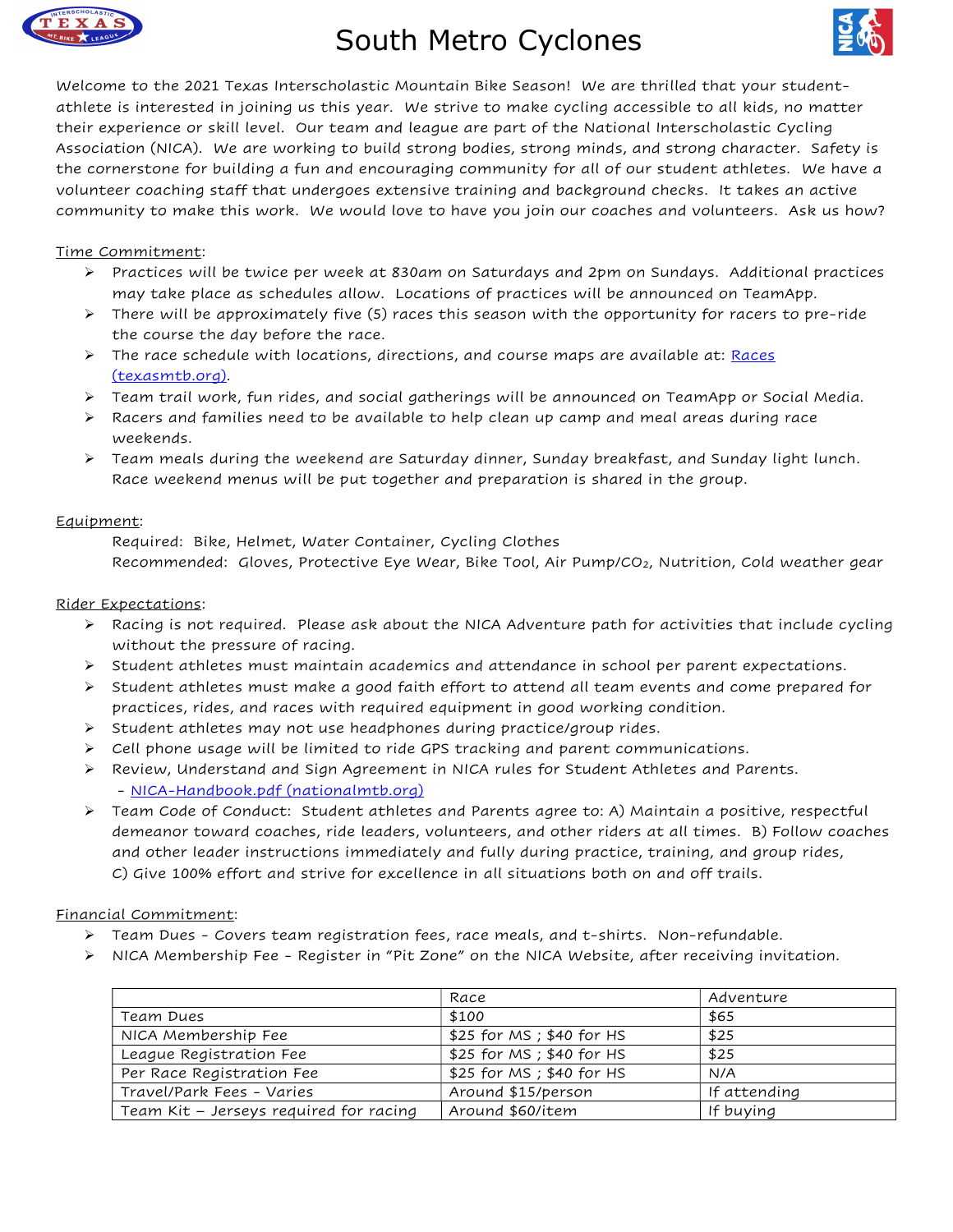# South Metro Cyclones

Welcome to the 2021 Texas Interscholastic Mountain Bike Season! We are thrilled that your student-athlete is interested in joining us this year. We strive to make cycling accessible to all kids, no matter their experience or skill level. Our team and league are part of the National Interscholastic Cycling Association (NICA). We are working to build strong bodies, strong minds, and strong character. Safety is the cornerstone for building a fun and encouraging community for all of our student athletes. We have a volunteer coaching staff that undergoes extensive training and background checks. It takes an active community to make this work. We would love to have you join our coaches and volunteers. Ask us how?

Time Commitment:

- Practices will be twice per week at 830am on Saturdays and 2pm on Sundays. Additional practices may take place as schedules allow. Locations of practices will be announced on TeamApp.
- There will be approximately five (5) races this season with the opportunity for racers to pre-ride the course the day before the race.
- The race schedule with locations, directions, and course maps are available at: [Races (texasmtb.org)](texasmtb.org).
- Team trail work, fun rides, and social gatherings will be announced on TeamApp or Social Media.
- Racers and families need to be available to help clean up camp and meal areas during race weekends.
- Team meals during the weekend are Saturday dinner, Sunday breakfast, and Sunday light lunch. Race weekend menus will be put together and preparation is shared in the group.

Equipment:

Required: Bike, Helmet, Water Container, Cycling Clothes
Recommended: Gloves, Protective Eye Wear, Bike Tool, Air Pump/$CO_2$, Nutrition, Cold weather gear

Rider Expectations:

- Racing is not required. Please ask about the NICA Adventure path for activities that include cycling without the pressure of racing.
- Student athletes must maintain academics and attendance in school per parent expectations.
- Student athletes must make a good faith effort to attend all team events and come prepared for practices, rides, and races with required equipment in good working condition.
- Student athletes may not use headphones during practice/group rides.
- Cell phone usage will be limited to ride GPS tracking and parent communications.
- Review, Understand and Sign Agreement in NICA rules for Student Athletes and Parents.
  - [NICA-Handbook.pdf (nationalmtb.org)](nationalmtb.org)
- Team Code of Conduct: Student athletes and Parents agree to: A) Maintain a positive, respectful demeanor toward coaches, ride leaders, volunteers, and other riders at all times. B) Follow coaches and other leader instructions immediately and fully during practice, training, and group rides, C) Give 100% effort and strive for excellence in all situations both on and off trails.

Financial Commitment:

- Team Dues - Covers team registration fees, race meals, and t-shirts. Non-refundable.
- NICA Membership Fee - Register in "Pit Zone" on the NICA Website, after receiving invitation.

| | Race | Adventure |
|---|---|---|
| Team Dues | $100 | $65 |
| NICA Membership Fee | $25 for MS ; $40 for HS | $25 |
| League Registration Fee | $25 for MS ; $40 for HS | $25 |
| Per Race Registration Fee | $25 for MS ; $40 for HS | N/A |
| Travel/Park Fees - Varies | Around $15/person | If attending |
| Team Kit – Jerseys required for racing | Around $60/item | If buying |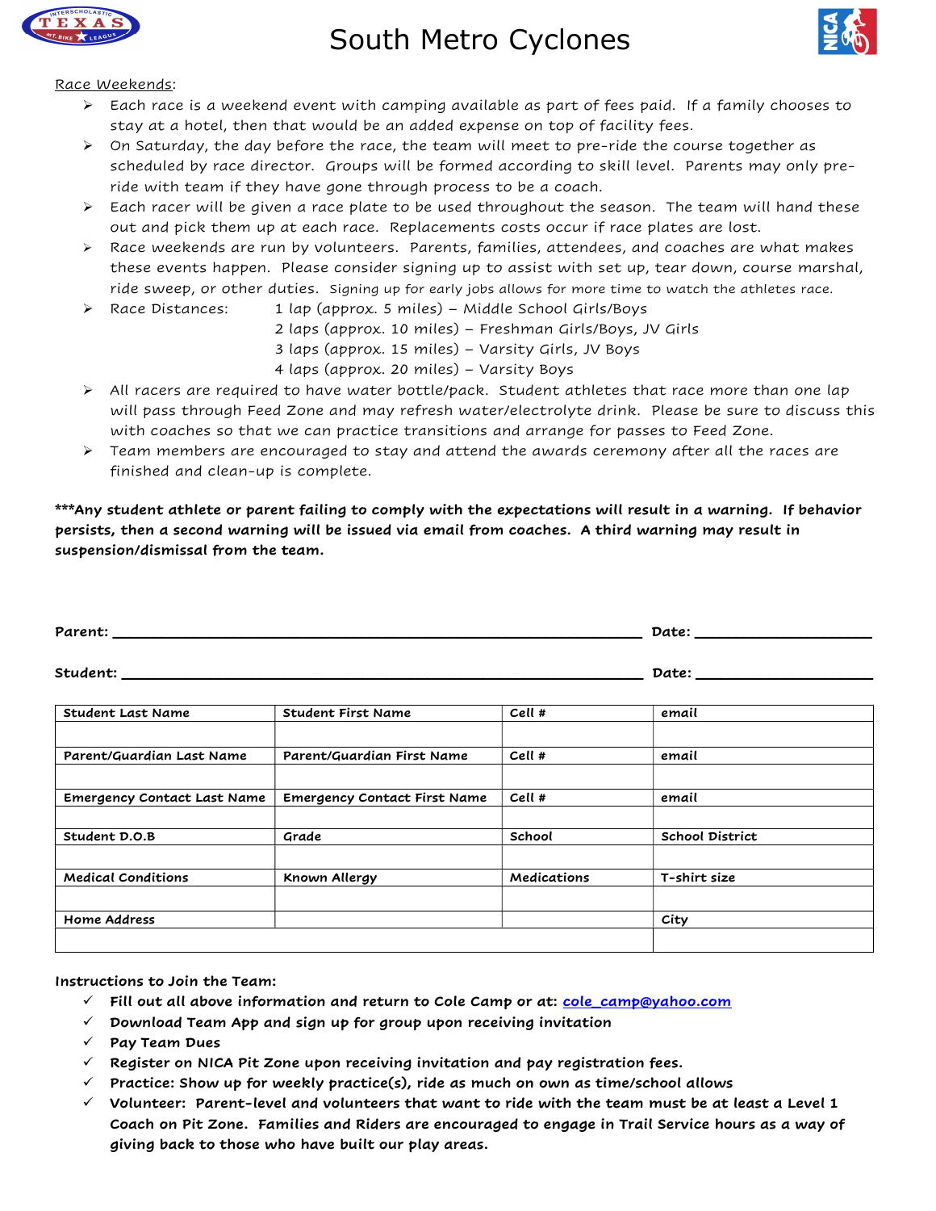# South Metro Cyclones

Race Weekends:

- Each race is a weekend event with camping available as part of fees paid. If a family chooses to stay at a hotel, then that would be an added expense on top of facility fees.
- On Saturday, the day before the race, the team will meet to pre-ride the course together as scheduled by race director. Groups will be formed according to skill level. Parents may only pre-ride with team if they have gone through process to be a coach.
- Each racer will be given a race plate to be used throughout the season. The team will hand these out and pick them up at each race. Replacements costs occur if race plates are lost.
- Race weekends are run by volunteers. Parents, families, attendees, and coaches are what makes these events happen. Please consider signing up to assist with set up, tear down, course marshal, ride sweep, or other duties. Signing up for early jobs allows for more time to watch the athletes race.
- Race Distances:
  - 1 lap (approx. 5 miles) – Middle School Girls/Boys
  - 2 laps (approx. 10 miles) – Freshman Girls/Boys, JV Girls
  - 3 laps (approx. 15 miles) – Varsity Girls, JV Boys
  - 4 laps (approx. 20 miles) – Varsity Boys
- All racers are required to have water bottle/pack. Student athletes that race more than one lap will pass through Feed Zone and may refresh water/electrolyte drink. Please be sure to discuss this with coaches so that we can practice transitions and arrange for passes to Feed Zone.
- Team members are encouraged to stay and attend the awards ceremony after all the races are finished and clean-up is complete.

**\*\*\*Any student athlete or parent failing to comply with the expectations will result in a warning. If behavior persists, then a second warning will be issued via email from coaches. A third warning may result in suspension/dismissal from the team.**

**Parent:** ______________________________________________ **Date:** ________________

**Student:** _____________________________________________ **Date:** ________________

| | | | |
|---|---|---|---|
| **Student Last Name** | **Student First Name** | **Cell #** | **email** |
| | | | |
| **Parent/Guardian Last Name** | **Parent/Guardian First Name** | **Cell #** | **email** |
| | | | |
| **Emergency Contact Last Name** | **Emergency Contact First Name** | **Cell #** | **email** |
| | | | |
| **Student D.O.B** | **Grade** | **School** | **School District** |
| | | | |
| **Medical Conditions** | **Known Allergy** | **Medications** | **T-shirt size** |
| | | | |
| **Home Address** | | | **City** |
| | | | |

**Instructions to Join the Team:**

- ✓ **Fill out all above information and return to Cole Camp or at: cole_camp@yahoo.com**
- ✓ **Download Team App and sign up for group upon receiving invitation**
- ✓ **Pay Team Dues**
- ✓ **Register on NICA Pit Zone upon receiving invitation and pay registration fees.**
- ✓ **Practice: Show up for weekly practice(s), ride as much on own as time/school allows**
- ✓ **Volunteer: Parent-level and volunteers that want to ride with the team must be at least a Level 1 Coach on Pit Zone. Families and Riders are encouraged to engage in Trail Service hours as a way of giving back to those who have built our play areas.**